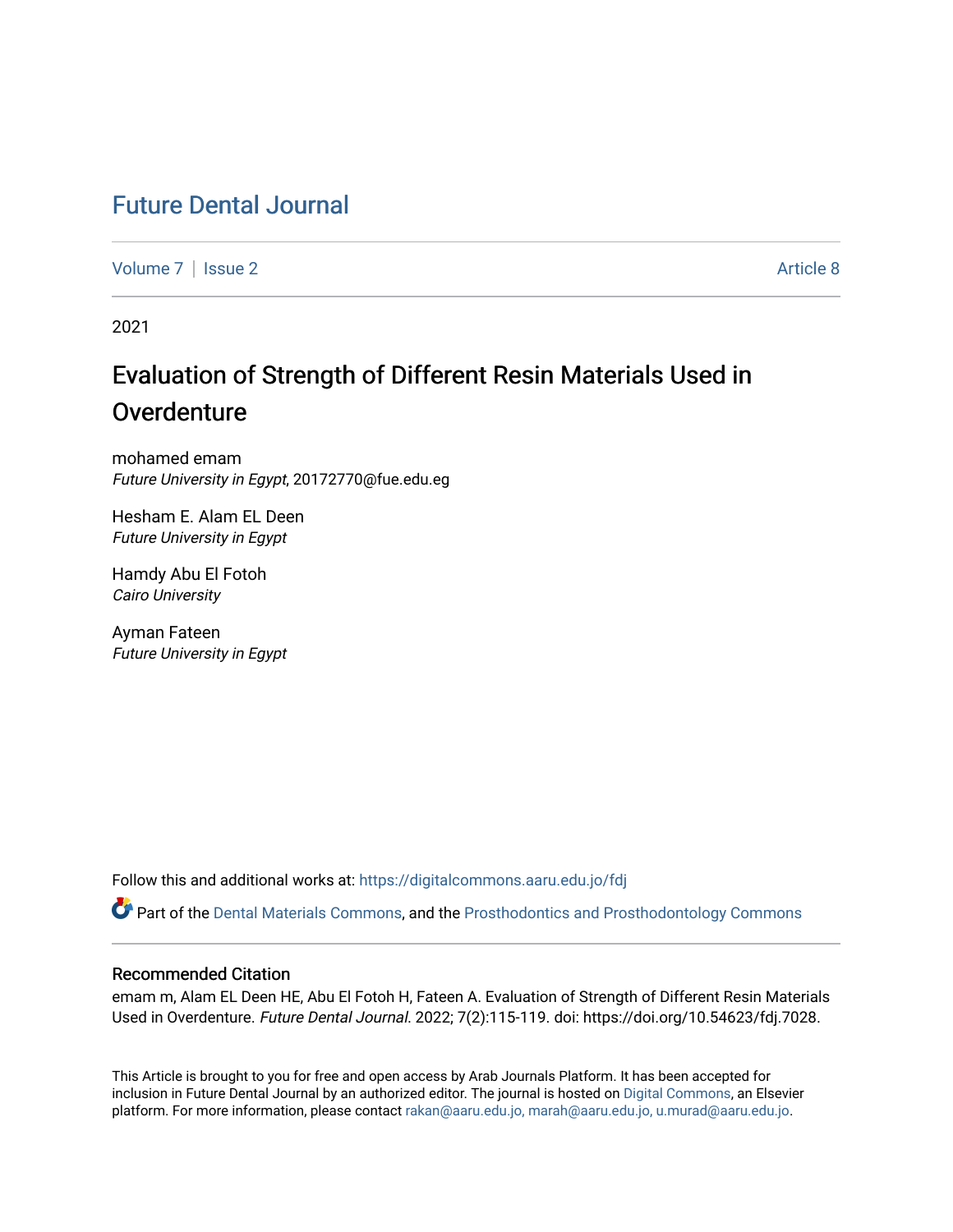# Future Dental Journal

Volume 7 | Issue 2 Article 8

2021

## Evaluation of Strength of Different Resin Materials Used in Overdenture

mohamed emam
*Future University in Egypt*, 20172770@fue.edu.eg

Hesham E. Alam EL Deen
*Future University in Egypt*

Hamdy Abu El Fotoh
*Cairo University*

Ayman Fateen
*Future University in Egypt*

Follow this and additional works at: https://digitalcommons.aaru.edu.jo/fdj

Part of the Dental Materials Commons, and the Prosthodontics and Prosthodontology Commons

### Recommended Citation

emam m, Alam EL Deen HE, Abu El Fotoh H, Fateen A. Evaluation of Strength of Different Resin Materials Used in Overdenture. *Future Dental Journal.* 2022; 7(2):115-119. doi: https://doi.org/10.54623/fdj.7028.

This Article is brought to you for free and open access by Arab Journals Platform. It has been accepted for inclusion in Future Dental Journal by an authorized editor. The journal is hosted on Digital Commons, an Elsevier platform. For more information, please contact rakan@aaru.edu.jo, marah@aaru.edu.jo, u.murad@aaru.edu.jo.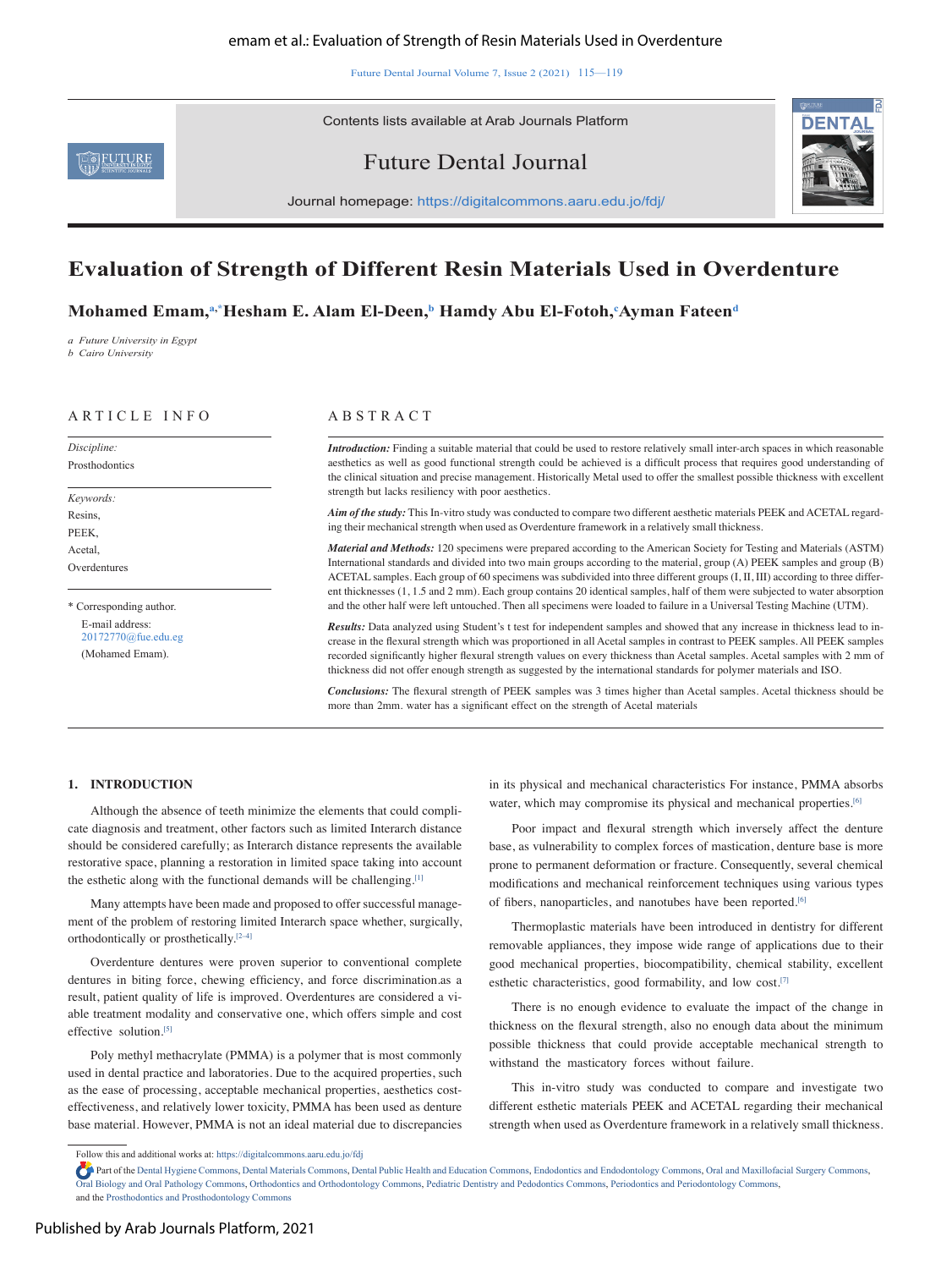# Evaluation of Strength of Different Resin Materials Used in Overdenture

**Mohamed Emam,**[a,*] **Hesham E. Alam El-Deen,**[b] **Hamdy Abu El-Fotoh,**[c] **Ayman Fateen**[d]

*a Future University in Egypt*
*b Cairo University*

## ARTICLE INFO

*Discipline:*
Prosthodontics

*Keywords:*
Resins,
PEEK,
Acetal,
Overdentures

\* Corresponding author.
E-mail address: 20172770@fue.edu.eg (Mohamed Emam).

## ABSTRACT

***Introduction:*** Finding a suitable material that could be used to restore relatively small inter-arch spaces in which reasonable aesthetics as well as good functional strength could be achieved is a difficult process that requires good understanding of the clinical situation and precise management. Historically Metal used to offer the smallest possible thickness with excellent strength but lacks resiliency with poor aesthetics.

***Aim of the study:*** This In-vitro study was conducted to compare two different aesthetic materials PEEK and ACETAL regarding their mechanical strength when used as Overdenture framework in a relatively small thickness.

***Material and Methods:*** 120 specimens were prepared according to the American Society for Testing and Materials (ASTM) International standards and divided into two main groups according to the material, group (A) PEEK samples and group (B) ACETAL samples. Each group of 60 specimens was subdivided into three different groups (I, II, III) according to three different thicknesses (1, 1.5 and 2 mm). Each group contains 20 identical samples, half of them were subjected to water absorption and the other half were left untouched. Then all specimens were loaded to failure in a Universal Testing Machine (UTM).

***Results:*** Data analyzed using Student's t test for independent samples and showed that any increase in thickness lead to increase in the flexural strength which was proportioned in all Acetal samples in contrast to PEEK samples. All PEEK samples recorded significantly higher flexural strength values on every thickness than Acetal samples. Acetal samples with 2 mm of thickness did not offer enough strength as suggested by the international standards for polymer materials and ISO.

***Conclusions:*** The flexural strength of PEEK samples was 3 times higher than Acetal samples. Acetal thickness should be more than 2mm. water has a significant effect on the strength of Acetal materials

## 1. INTRODUCTION

Although the absence of teeth minimize the elements that could complicate diagnosis and treatment, other factors such as limited Interarch distance should be considered carefully; as Interarch distance represents the available restorative space, planning a restoration in limited space taking into account the esthetic along with the functional demands will be challenging.[1]

Many attempts have been made and proposed to offer successful management of the problem of restoring limited Interarch space whether, surgically, orthodontically or prosthetically.[2–4]

Overdenture dentures were proven superior to conventional complete dentures in biting force, chewing efficiency, and force discrimination.as a result, patient quality of life is improved. Overdentures are considered a viable treatment modality and conservative one, which offers simple and cost effective solution.[5]

Poly methyl methacrylate (PMMA) is a polymer that is most commonly used in dental practice and laboratories. Due to the acquired properties, such as the ease of processing, acceptable mechanical properties, aesthetics cost-effectiveness, and relatively lower toxicity, PMMA has been used as denture base material. However, PMMA is not an ideal material due to discrepancies in its physical and mechanical characteristics For instance, PMMA absorbs water, which may compromise its physical and mechanical properties.[6]

Poor impact and flexural strength which inversely affect the denture base, as vulnerability to complex forces of mastication, denture base is more prone to permanent deformation or fracture. Consequently, several chemical modifications and mechanical reinforcement techniques using various types of fibers, nanoparticles, and nanotubes have been reported.[6]

Thermoplastic materials have been introduced in dentistry for different removable appliances, they impose wide range of applications due to their good mechanical properties, biocompatibility, chemical stability, excellent esthetic characteristics, good formability, and low cost.[7]

There is no enough evidence to evaluate the impact of the change in thickness on the flexural strength, also no enough data about the minimum possible thickness that could provide acceptable mechanical strength to withstand the masticatory forces without failure.

This in-vitro study was conducted to compare and investigate two different esthetic materials PEEK and ACETAL regarding their mechanical strength when used as Overdenture framework in a relatively small thickness.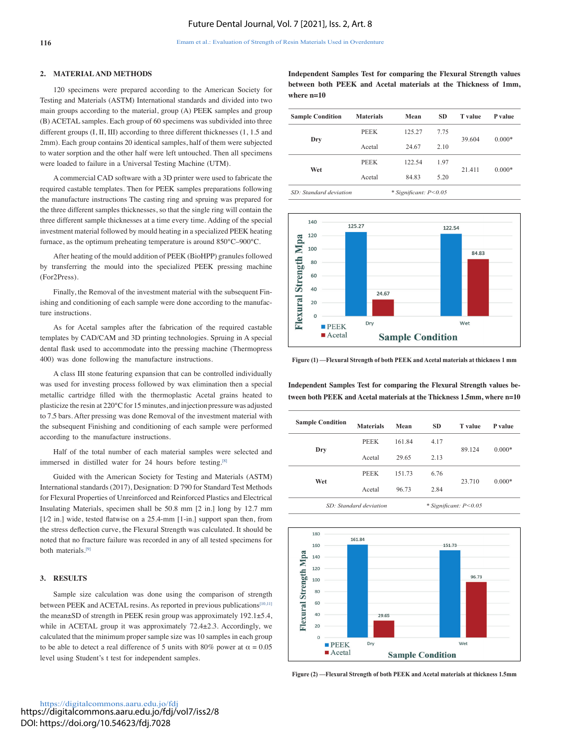## 2. MATERIAL AND METHODS

120 specimens were prepared according to the American Society for Testing and Materials (ASTM) International standards and divided into two main groups according to the material, group (A) PEEK samples and group (B) ACETAL samples. Each group of 60 specimens was subdivided into three different groups (I, II, III) according to three different thicknesses (1, 1.5 and 2mm). Each group contains 20 identical samples, half of them were subjected to water sorption and the other half were left untouched. Then all specimens were loaded to failure in a Universal Testing Machine (UTM).

A commercial CAD software with a 3D printer were used to fabricate the required castable templates. Then for PEEK samples preparations following the manufacture instructions The casting ring and spruing was prepared for the three different samples thicknesses, so that the single ring will contain the three different sample thicknesses at a time every time. Adding of the special investment material followed by mould heating in a specialized PEEK heating furnace, as the optimum preheating temperature is around 850°C–900°C.

After heating of the mould addition of PEEK (BioHPP) granules followed by transferring the mould into the specialized PEEK pressing machine (For2Press).

Finally, the Removal of the investment material with the subsequent Finishing and conditioning of each sample were done according to the manufacture instructions.

As for Acetal samples after the fabrication of the required castable templates by CAD/CAM and 3D printing technologies. Spruing in A special dental flask used to accommodate into the pressing machine (Thermopress 400) was done following the manufacture instructions.

A class III stone featuring expansion that can be controlled individually was used for investing process followed by wax elimination then a special metallic cartridge filled with the thermoplastic Acetal grains heated to plasticize the resin at 220°C for 15 minutes, and injection pressure was adjusted to 7.5 bars. After pressing was done Removal of the investment material with the subsequent Finishing and conditioning of each sample were performed according to the manufacture instructions.

Half of the total number of each material samples were selected and immersed in distilled water for 24 hours before testing.[8]

Guided with the American Society for Testing and Materials (ASTM) International standards (2017), Designation: D 790 for Standard Test Methods for Flexural Properties of Unreinforced and Reinforced Plastics and Electrical Insulating Materials, specimen shall be 50.8 mm [2 in.] long by 12.7 mm [1⁄2 in.] wide, tested flatwise on a 25.4-mm [1-in.] support span then, from the stress deflection curve, the Flexural Strength was calculated. It should be noted that no fracture failure was recorded in any of all tested specimens for both materials.[9]

## 3. RESULTS

Sample size calculation was done using the comparison of strength between PEEK and ACETAL resins. As reported in previous publications[10,11] the mean±SD of strength in PEEK resin group was approximately 192.1±5.4, while in ACETAL group it was approximately 72.4±2.3. Accordingly, we calculated that the minimum proper sample size was 10 samples in each group to be able to detect a real difference of 5 units with 80% power at $\alpha = 0.05$ level using Student's t test for independent samples.

**Independent Samples Test for comparing the Flexural Strength values between both PEEK and Acetal materials at the Thickness of 1mm, where n=10**

| Sample Condition | Materials | Mean | SD | T value | P value |
|---|---|---|---|---|---|
| Dry | PEEK | 125.27 | 7.75 | 39.604 | 0.000* |
| | Acetal | 24.67 | 2.10 | | |
| Wet | PEEK | 122.54 | 1.97 | 21.411 | 0.000* |
| | Acetal | 84.83 | 5.20 | | |

*SD: Standard deviation* &nbsp;&nbsp;&nbsp; *\* Significant: P<0.05*

Figure (1) —Flexural Strength of both PEEK and Acetal materials at thickness 1 mm

**Independent Samples Test for comparing the Flexural Strength values between both PEEK and Acetal materials at the Thickness 1.5mm, where n=10**

| Sample Condition | Materials | Mean | SD | T value | P value |
|---|---|---|---|---|---|
| Dry | PEEK | 161.84 | 4.17 | 89.124 | 0.000* |
| | Acetal | 29.65 | 2.13 | | |
| Wet | PEEK | 151.73 | 6.76 | 23.710 | 0.000* |
| | Acetal | 96.73 | 2.84 | | |

*SD: Standard deviation* &nbsp;&nbsp;&nbsp; *\* Significant: P<0.05*

Figure (2) —Flexural Strength of both PEEK and Acetal materials at thickness 1.5mm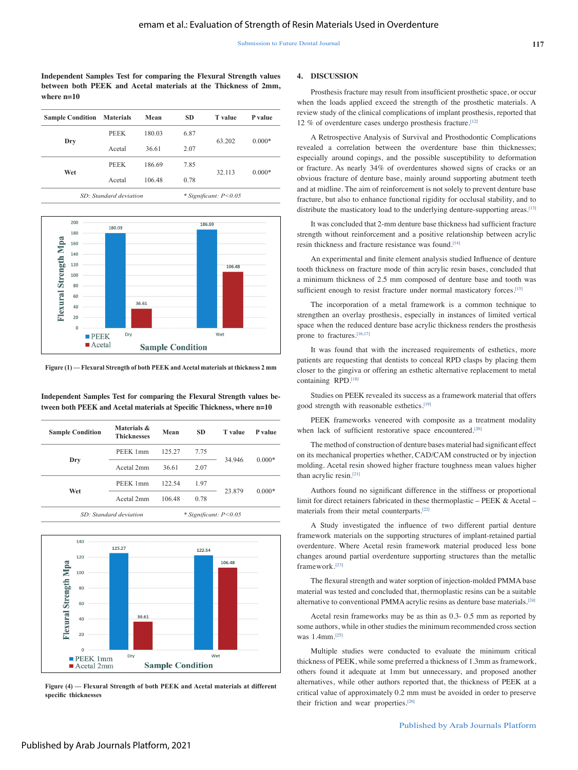**Independent Samples Test for comparing the Flexural Strength values between both PEEK and Acetal materials at the Thickness of 2mm, where n=10**

| Sample Condition | Materials | Mean | SD | T value | P value |
|---|---|---|---|---|---|
| Dry | PEEK | 180.03 | 6.87 | 63.202 | 0.000* |
| | Acetal | 36.61 | 2.07 | | |
| Wet | PEEK | 186.69 | 7.85 | 32.113 | 0.000* |
| | Acetal | 106.48 | 0.78 | | |

*SD: Standard deviation* *\* Significant: P<0.05*

Figure (1) — Flexural Strength of both PEEK and Acetal materials at thickness 2 mm

**Independent Samples Test for comparing the Flexural Strength values between both PEEK and Acetal materials at Specific Thickness, where n=10**

| Sample Condition | Materials & Thicknesses | Mean | SD | T value | P value |
|---|---|---|---|---|---|
| Dry | PEEK 1mm | 125.27 | 7.75 | 34.946 | 0.000* |
| | Acetal 2mm | 36.61 | 2.07 | | |
| Wet | PEEK 1mm | 122.54 | 1.97 | 23.879 | 0.000* |
| | Acetal 2mm | 106.48 | 0.78 | | |

*SD: Standard deviation* *\* Significant: P<0.05*

Figure (4) — Flexural Strength of both PEEK and Acetal materials at different specific thicknesses

## 4. DISCUSSION

Prosthesis fracture may result from insufficient prosthetic space, or occur when the loads applied exceed the strength of the prosthetic materials. A review study of the clinical complications of implant prosthesis, reported that 12 % of overdenture cases undergo prosthesis fracture.[12]

A Retrospective Analysis of Survival and Prosthodontic Complications revealed a correlation between the overdenture base thin thicknesses; especially around copings, and the possible susceptibility to deformation or fracture. As nearly 34% of overdentures showed signs of cracks or an obvious fracture of denture base, mainly around supporting abutment teeth and at midline. The aim of reinforcement is not solely to prevent denture base fracture, but also to enhance functional rigidity for occlusal stability, and to distribute the masticatory load to the underlying denture-supporting areas.[13]

It was concluded that 2-mm denture base thickness had sufficient fracture strength without reinforcement and a positive relationship between acrylic resin thickness and fracture resistance was found.[14]

An experimental and finite element analysis studied Influence of denture tooth thickness on fracture mode of thin acrylic resin bases, concluded that a minimum thickness of 2.5 mm composed of denture base and tooth was sufficient enough to resist fracture under normal masticatory forces.[15]

The incorporation of a metal framework is a common technique to strengthen an overlay prosthesis, especially in instances of limited vertical space when the reduced denture base acrylic thickness renders the prosthesis prone to fractures.[16,17]

It was found that with the increased requirements of esthetics, more patients are requesting that dentists to conceal RPD clasps by placing them closer to the gingiva or offering an esthetic alternative replacement to metal containing RPD.[18]

Studies on PEEK revealed its success as a framework material that offers good strength with reasonable esthetics.[19]

PEEK frameworks veneered with composite as a treatment modality when lack of sufficient restorative space encountered.[20]

The method of construction of denture bases material had significant effect on its mechanical properties whether, CAD/CAM constructed or by injection molding. Acetal resin showed higher fracture toughness mean values higher than acrylic resin.[21]

Authors found no significant difference in the stiffness or proportional limit for direct retainers fabricated in these thermoplastic – PEEK & Acetal – materials from their metal counterparts.[22]

A Study investigated the influence of two different partial denture framework materials on the supporting structures of implant-retained partial overdenture. Where Acetal resin framework material produced less bone changes around partial overdenture supporting structures than the metallic framework.[23]

The flexural strength and water sorption of injection-molded PMMA base material was tested and concluded that, thermoplastic resins can be a suitable alternative to conventional PMMA acrylic resins as denture base materials.[24]

Acetal resin frameworks may be as thin as 0.3- 0.5 mm as reported by some authors, while in other studies the minimum recommended cross section was 1.4mm.[25]

Multiple studies were conducted to evaluate the minimum critical thickness of PEEK, while some preferred a thickness of 1.3mm as framework, others found it adequate at 1mm but unnecessary, and proposed another alternatives, while other authors reported that, the thickness of PEEK at a critical value of approximately 0.2 mm must be avoided in order to preserve their friction and wear properties.[26]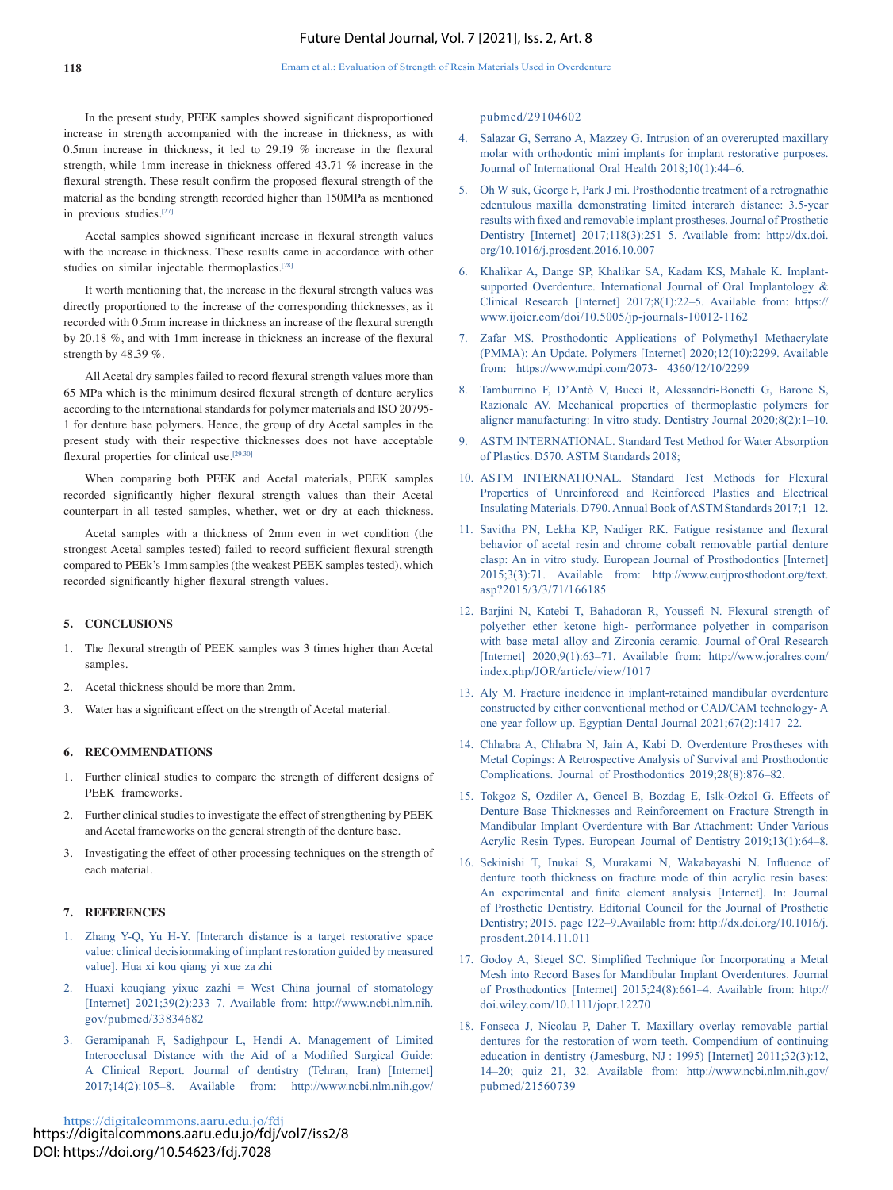In the present study, PEEK samples showed significant disproportioned increase in strength accompanied with the increase in thickness, as with 0.5mm increase in thickness, it led to 29.19 % increase in the flexural strength, while 1mm increase in thickness offered 43.71 % increase in the flexural strength. These result confirm the proposed flexural strength of the material as the bending strength recorded higher than 150MPa as mentioned in previous studies.[27]

Acetal samples showed significant increase in flexural strength values with the increase in thickness. These results came in accordance with other studies on similar injectable thermoplastics.[28]

It worth mentioning that, the increase in the flexural strength values was directly proportioned to the increase of the corresponding thicknesses, as it recorded with 0.5mm increase in thickness an increase of the flexural strength by 20.18 %, and with 1mm increase in thickness an increase of the flexural strength by 48.39 %.

All Acetal dry samples failed to record flexural strength values more than 65 MPa which is the minimum desired flexural strength of denture acrylics according to the international standards for polymer materials and ISO 20795-1 for denture base polymers. Hence, the group of dry Acetal samples in the present study with their respective thicknesses does not have acceptable flexural properties for clinical use.[29,30]

When comparing both PEEK and Acetal materials, PEEK samples recorded significantly higher flexural strength values than their Acetal counterpart in all tested samples, whether, wet or dry at each thickness.

Acetal samples with a thickness of 2mm even in wet condition (the strongest Acetal samples tested) failed to record sufficient flexural strength compared to PEEk's 1mm samples (the weakest PEEK samples tested), which recorded significantly higher flexural strength values.

## 5. CONCLUSIONS

1. The flexural strength of PEEK samples was 3 times higher than Acetal samples.
2. Acetal thickness should be more than 2mm.
3. Water has a significant effect on the strength of Acetal material.

## 6. RECOMMENDATIONS

1. Further clinical studies to compare the strength of different designs of PEEK frameworks.
2. Further clinical studies to investigate the effect of strengthening by PEEK and Acetal frameworks on the general strength of the denture base.
3. Investigating the effect of other processing techniques on the strength of each material.

## 7. REFERENCES

1. Zhang Y-Q, Yu H-Y. [Interarch distance is a target restorative space value: clinical decisionmaking of implant restoration guided by measured value]. Hua xi kou qiang yi xue za zhi
2. Huaxi kouqiang yixue zazhi = West China journal of stomatology [Internet] 2021;39(2):233–7. Available from: http://www.ncbi.nlm.nih.gov/pubmed/33834682
3. Geramipanah F, Sadighpour L, Hendi A. Management of Limited Interocclusal Distance with the Aid of a Modified Surgical Guide: A Clinical Report. Journal of dentistry (Tehran, Iran) [Internet] 2017;14(2):105–8. Available from: http://www.ncbi.nlm.nih.gov/pubmed/29104602
4. Salazar G, Serrano A, Mazzey G. Intrusion of an overerupted maxillary molar with orthodontic mini implants for implant restorative purposes. Journal of International Oral Health 2018;10(1):44–6.
5. Oh W suk, George F, Park J mi. Prosthodontic treatment of a retrognathic edentulous maxilla demonstrating limited interarch distance: 3.5-year results with fixed and removable implant prostheses. Journal of Prosthetic Dentistry [Internet] 2017;118(3):251–5. Available from: http://dx.doi.org/10.1016/j.prosdent.2016.10.007
6. Khalikar A, Dange SP, Khalikar SA, Kadam KS, Mahale K. Implant-supported Overdenture. International Journal of Oral Implantology & Clinical Research [Internet] 2017;8(1):22–5. Available from: https://www.ijoicr.com/doi/10.5005/jp-journals-10012-1162
7. Zafar MS. Prosthodontic Applications of Polymethyl Methacrylate (PMMA): An Update. Polymers [Internet] 2020;12(10):2299. Available from: https://www.mdpi.com/2073- 4360/12/10/2299
8. Tamburrino F, D'Antò V, Bucci R, Alessandri-Bonetti G, Barone S, Razionale AV. Mechanical properties of thermoplastic polymers for aligner manufacturing: In vitro study. Dentistry Journal 2020;8(2):1–10.
9. ASTM INTERNATIONAL. Standard Test Method for Water Absorption of Plastics. D570. ASTM Standards 2018;
10. ASTM INTERNATIONAL. Standard Test Methods for Flexural Properties of Unreinforced and Reinforced Plastics and Electrical Insulating Materials. D790. Annual Book of ASTM Standards 2017;1–12.
11. Savitha PN, Lekha KP, Nadiger RK. Fatigue resistance and flexural behavior of acetal resin and chrome cobalt removable partial denture clasp: An in vitro study. European Journal of Prosthodontics [Internet] 2015;3(3):71. Available from: http://www.eurjprosthodont.org/text.asp?2015/3/3/71/166185
12. Barjini N, Katebi T, Bahadoran R, Youssefi N. Flexural strength of polyether ether ketone high- performance polyether in comparison with base metal alloy and Zirconia ceramic. Journal of Oral Research [Internet] 2020;9(1):63–71. Available from: http://www.joralres.com/index.php/JOR/article/view/1017
13. Aly M. Fracture incidence in implant-retained mandibular overdenture constructed by either conventional method or CAD/CAM technology- A one year follow up. Egyptian Dental Journal 2021;67(2):1417–22.
14. Chhabra A, Chhabra N, Jain A, Kabi D. Overdenture Prostheses with Metal Copings: A Retrospective Analysis of Survival and Prosthodontic Complications. Journal of Prosthodontics 2019;28(8):876–82.
15. Tokgoz S, Ozdiler A, Gencel B, Bozdag E, Islk-Ozkol G. Effects of Denture Base Thicknesses and Reinforcement on Fracture Strength in Mandibular Implant Overdenture with Bar Attachment: Under Various Acrylic Resin Types. European Journal of Dentistry 2019;13(1):64–8.
16. Sekinishi T, Inukai S, Murakami N, Wakabayashi N. Influence of denture tooth thickness on fracture mode of thin acrylic resin bases: An experimental and finite element analysis [Internet]. In: Journal of Prosthetic Dentistry. Editorial Council for the Journal of Prosthetic Dentistry; 2015. page 122–9.Available from: http://dx.doi.org/10.1016/j.prosdent.2014.11.011
17. Godoy A, Siegel SC. Simplified Technique for Incorporating a Metal Mesh into Record Bases for Mandibular Implant Overdentures. Journal of Prosthodontics [Internet] 2015;24(8):661–4. Available from: http://doi.wiley.com/10.1111/jopr.12270
18. Fonseca J, Nicolau P, Daher T. Maxillary overlay removable partial dentures for the restoration of worn teeth. Compendium of continuing education in dentistry (Jamesburg, NJ : 1995) [Internet] 2011;32(3):12, 14–20; quiz 21, 32. Available from: http://www.ncbi.nlm.nih.gov/pubmed/21560739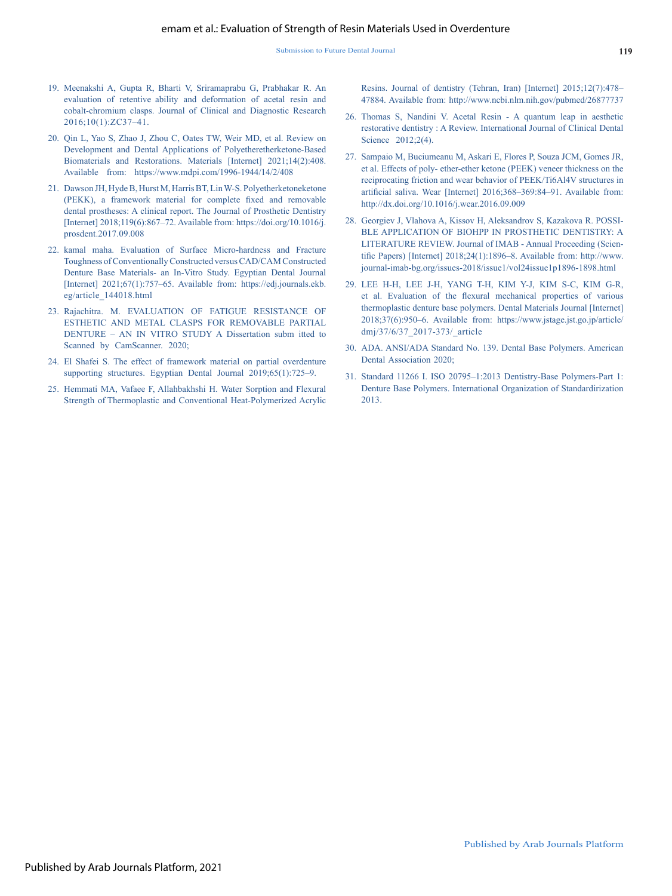19. Meenakshi A, Gupta R, Bharti V, Sriramaprabu G, Prabhakar R. An evaluation of retentive ability and deformation of acetal resin and cobalt-chromium clasps. Journal of Clinical and Diagnostic Research 2016;10(1):ZC37–41.

20. Qin L, Yao S, Zhao J, Zhou C, Oates TW, Weir MD, et al. Review on Development and Dental Applications of Polyetheretherketone-Based Biomaterials and Restorations. Materials [Internet] 2021;14(2):408. Available from: https://www.mdpi.com/1996-1944/14/2/408

21. Dawson JH, Hyde B, Hurst M, Harris BT, Lin W-S. Polyetherketoneketone (PEKK), a framework material for complete fixed and removable dental prostheses: A clinical report. The Journal of Prosthetic Dentistry [Internet] 2018;119(6):867–72. Available from: https://doi.org/10.1016/j.prosdent.2017.09.008

22. kamal maha. Evaluation of Surface Micro-hardness and Fracture Toughness of Conventionally Constructed versus CAD/CAM Constructed Denture Base Materials- an In-Vitro Study. Egyptian Dental Journal [Internet] 2021;67(1):757–65. Available from: https://edj.journals.ekb.eg/article_144018.html

23. Rajachitra. M. EVALUATION OF FATIGUE RESISTANCE OF ESTHETIC AND METAL CLASPS FOR REMOVABLE PARTIAL DENTURE – AN IN VITRO STUDY A Dissertation subm itted to Scanned by CamScanner. 2020;

24. El Shafei S. The effect of framework material on partial overdenture supporting structures. Egyptian Dental Journal 2019;65(1):725–9.

25. Hemmati MA, Vafaee F, Allahbakhshi H. Water Sorption and Flexural Strength of Thermoplastic and Conventional Heat-Polymerized Acrylic Resins. Journal of dentistry (Tehran, Iran) [Internet] 2015;12(7):478–47884. Available from: http://www.ncbi.nlm.nih.gov/pubmed/26877737

26. Thomas S, Nandini V. Acetal Resin - A quantum leap in aesthetic restorative dentistry : A Review. International Journal of Clinical Dental Science 2012;2(4).

27. Sampaio M, Buciumeanu M, Askari E, Flores P, Souza JCM, Gomes JR, et al. Effects of poly- ether-ether ketone (PEEK) veneer thickness on the reciprocating friction and wear behavior of PEEK/Ti6Al4V structures in artificial saliva. Wear [Internet] 2016;368–369:84–91. Available from: http://dx.doi.org/10.1016/j.wear.2016.09.009

28. Georgiev J, Vlahova A, Kissov H, Aleksandrov S, Kazakova R. POSSIBLE APPLICATION OF BIOHPP IN PROSTHETIC DENTISTRY: A LITERATURE REVIEW. Journal of IMAB - Annual Proceeding (Scientific Papers) [Internet] 2018;24(1):1896–8. Available from: http://www.journal-imab-bg.org/issues-2018/issue1/vol24issue1p1896-1898.html

29. LEE H-H, LEE J-H, YANG T-H, KIM Y-J, KIM S-C, KIM G-R, et al. Evaluation of the flexural mechanical properties of various thermoplastic denture base polymers. Dental Materials Journal [Internet] 2018;37(6):950–6. Available from: https://www.jstage.jst.go.jp/article/dmj/37/6/37_2017-373/_article

30. ADA. ANSI/ADA Standard No. 139. Dental Base Polymers. American Dental Association 2020;

31. Standard 11266 I. ISO 20795–1:2013 Dentistry-Base Polymers-Part 1: Denture Base Polymers. International Organization of Standardirization 2013.